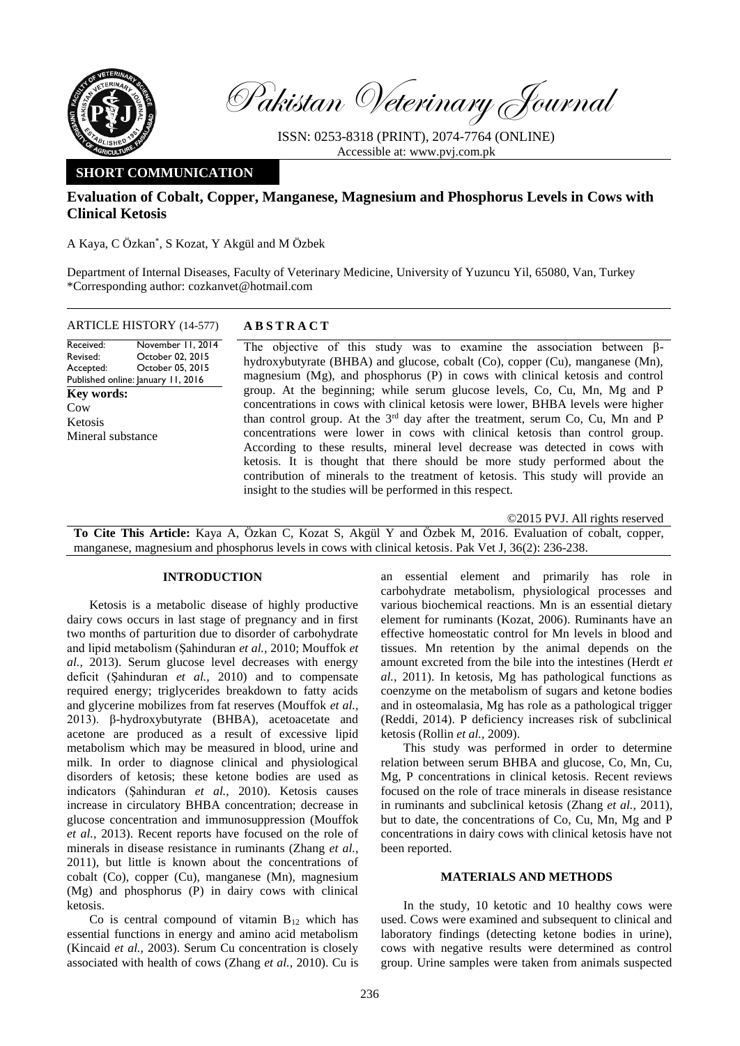Pakistan Veterinary Journal

ISSN: 0253-8318 (PRINT), 2074-7764 (ONLINE)
Accessible at: www.pvj.com.pk

**SHORT COMMUNICATION**

# Evaluation of Cobalt, Copper, Manganese, Magnesium and Phosphorus Levels in Cows with Clinical Ketosis

A Kaya, C Özkan*, S Kozat, Y Akgül and M Özbek

Department of Internal Diseases, Faculty of Veterinary Medicine, University of Yuzuncu Yil, 65080, Van, Turkey
*Corresponding author: cozkanvet@hotmail.com

**ARTICLE HISTORY** (14-577)

| | |
|---|---|
| Received: | November 11, 2014 |
| Revised: | October 02, 2015 |
| Accepted: | October 05, 2015 |
| Published online: | January 11, 2016 |

**Key words:**
Cow
Ketosis
Mineral substance

## ABSTRACT

The objective of this study was to examine the association between β-hydroxybutyrate (BHBA) and glucose, cobalt (Co), copper (Cu), manganese (Mn), magnesium (Mg), and phosphorus (P) in cows with clinical ketosis and control group. At the beginning; while serum glucose levels, Co, Cu, Mn, Mg and P concentrations in cows with clinical ketosis were lower, BHBA levels were higher than control group. At the 3rd day after the treatment, serum Co, Cu, Mn and P concentrations were lower in cows with clinical ketosis than control group. According to these results, mineral level decrease was detected in cows with ketosis. It is thought that there should be more study performed about the contribution of minerals to the treatment of ketosis. This study will provide an insight to the studies will be performed in this respect.

©2015 PVJ. All rights reserved

**To Cite This Article:** Kaya A, Özkan C, Kozat S, Akgül Y and Özbek M, 2016. Evaluation of cobalt, copper, manganese, magnesium and phosphorus levels in cows with clinical ketosis. Pak Vet J, 36(2): 236-238.

## INTRODUCTION

Ketosis is a metabolic disease of highly productive dairy cows occurs in last stage of pregnancy and in first two months of parturition due to disorder of carbohydrate and lipid metabolism (Şahinduran *et al.,* 2010; Mouffok *et al.,* 2013). Serum glucose level decreases with energy deficit (Şahinduran *et al.,* 2010) and to compensate required energy; triglycerides breakdown to fatty acids and glycerine mobilizes from fat reserves (Mouffok *et al.,* 2013). β-hydroxybutyrate (BHBA), acetoacetate and acetone are produced as a result of excessive lipid metabolism which may be measured in blood, urine and milk. In order to diagnose clinical and physiological disorders of ketosis; these ketone bodies are used as indicators (Şahinduran *et al.,* 2010). Ketosis causes increase in circulatory BHBA concentration; decrease in glucose concentration and immunosuppression (Mouffok *et al.,* 2013). Recent reports have focused on the role of minerals in disease resistance in ruminants (Zhang *et al.,* 2011), but little is known about the concentrations of cobalt (Co), copper (Cu), manganese (Mn), magnesium (Mg) and phosphorus (P) in dairy cows with clinical ketosis.

Co is central compound of vitamin $B_{12}$ which has essential functions in energy and amino acid metabolism (Kincaid *et al.,* 2003). Serum Cu concentration is closely associated with health of cows (Zhang *et al.,* 2010). Cu is an essential element and primarily has role in carbohydrate metabolism, physiological processes and various biochemical reactions. Mn is an essential dietary element for ruminants (Kozat, 2006). Ruminants have an effective homeostatic control for Mn levels in blood and tissues. Mn retention by the animal depends on the amount excreted from the bile into the intestines (Herdt *et al.,* 2011). In ketosis, Mg has pathological functions as coenzyme on the metabolism of sugars and ketone bodies and in osteomalasia, Mg has role as a pathological trigger (Reddi, 2014). P deficiency increases risk of subclinical ketosis (Rollin *et al.,* 2009).

This study was performed in order to determine relation between serum BHBA and glucose, Co, Mn, Cu, Mg, P concentrations in clinical ketosis. Recent reviews focused on the role of trace minerals in disease resistance in ruminants and subclinical ketosis (Zhang *et al.,* 2011), but to date, the concentrations of Co, Cu, Mn, Mg and P concentrations in dairy cows with clinical ketosis have not been reported.

## MATERIALS AND METHODS

In the study, 10 ketotic and 10 healthy cows were used. Cows were examined and subsequent to clinical and laboratory findings (detecting ketone bodies in urine), cows with negative results were determined as control group. Urine samples were taken from animals suspected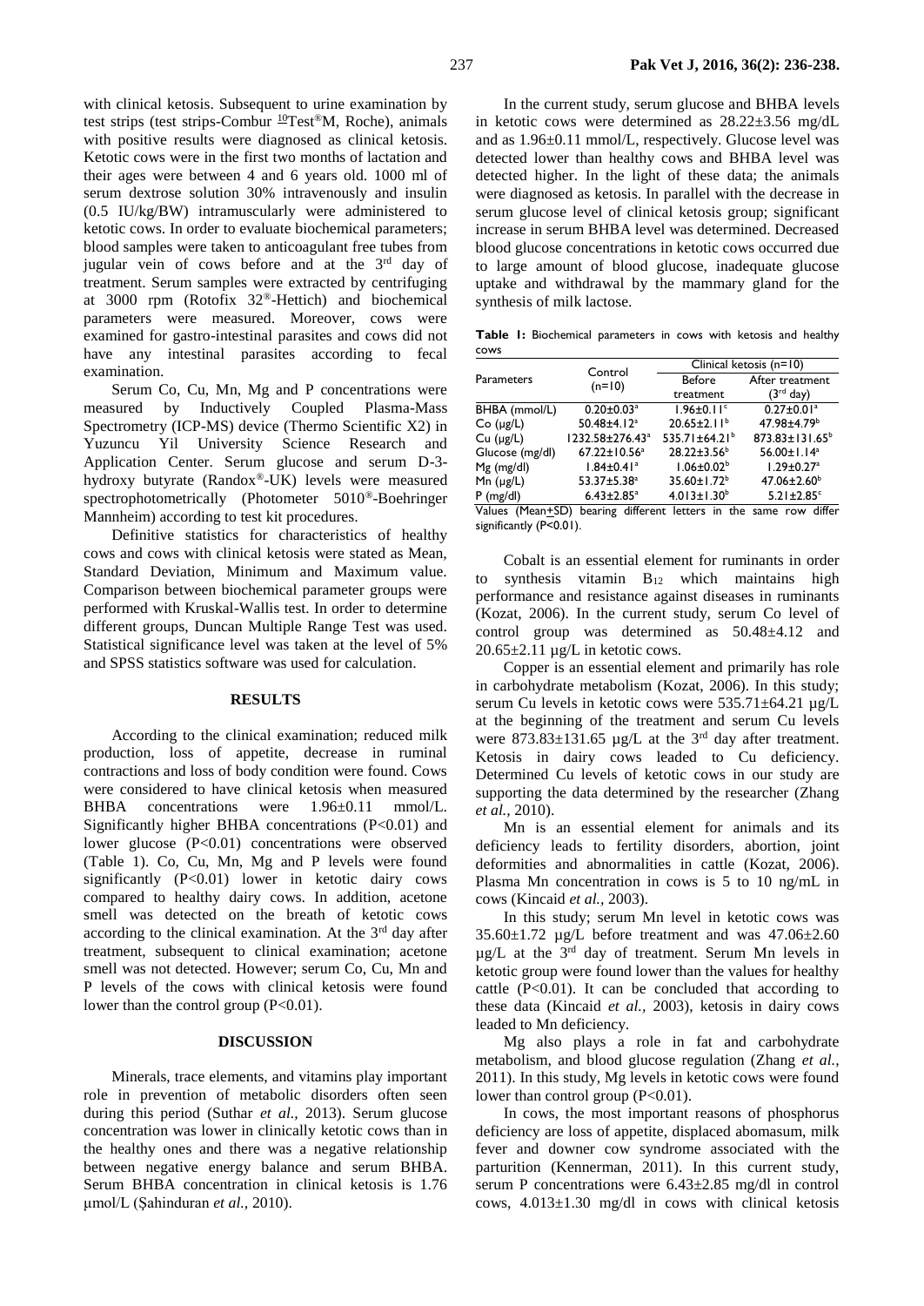with clinical ketosis. Subsequent to urine examination by test strips (test strips-Combur $^{10}$Test®M, Roche), animals with positive results were diagnosed as clinical ketosis. Ketotic cows were in the first two months of lactation and their ages were between 4 and 6 years old. 1000 ml of serum dextrose solution 30% intravenously and insulin (0.5 IU/kg/BW) intramuscularly were administered to ketotic cows. In order to evaluate biochemical parameters; blood samples were taken to anticoagulant free tubes from jugular vein of cows before and at the 3rd day of treatment. Serum samples were extracted by centrifuging at 3000 rpm (Rotofix 32®-Hettich) and biochemical parameters were measured. Moreover, cows were examined for gastro-intestinal parasites and cows did not have any intestinal parasites according to fecal examination.

Serum Co, Cu, Mn, Mg and P concentrations were measured by Inductively Coupled Plasma-Mass Spectrometry (ICP-MS) device (Thermo Scientific X2) in Yuzuncu Yil University Science Research and Application Center. Serum glucose and serum D-3-hydroxy butyrate (Randox®-UK) levels were measured spectrophotometrically (Photometer 5010®-Boehringer Mannheim) according to test kit procedures.

Definitive statistics for characteristics of healthy cows and cows with clinical ketosis were stated as Mean, Standard Deviation, Minimum and Maximum value. Comparison between biochemical parameter groups were performed with Kruskal-Wallis test. In order to determine different groups, Duncan Multiple Range Test was used. Statistical significance level was taken at the level of 5% and SPSS statistics software was used for calculation.

## RESULTS

According to the clinical examination; reduced milk production, loss of appetite, decrease in ruminal contractions and loss of body condition were found. Cows were considered to have clinical ketosis when measured BHBA concentrations were 1.96±0.11 mmol/L. Significantly higher BHBA concentrations ($P<0.01$) and lower glucose ($P<0.01$) concentrations were observed (Table 1). Co, Cu, Mn, Mg and P levels were found significantly ($P<0.01$) lower in ketotic dairy cows compared to healthy dairy cows. In addition, acetone smell was detected on the breath of ketotic cows according to the clinical examination. At the 3rd day after treatment, subsequent to clinical examination; acetone smell was not detected. However; serum Co, Cu, Mn and P levels of the cows with clinical ketosis were found lower than the control group ($P<0.01$).

## DISCUSSION

Minerals, trace elements, and vitamins play important role in prevention of metabolic disorders often seen during this period (Suthar *et al.*, 2013). Serum glucose concentration was lower in clinically ketotic cows than in the healthy ones and there was a negative relationship between negative energy balance and serum BHBA. Serum BHBA concentration in clinical ketosis is 1.76 µmol/L (Şahinduran *et al.*, 2010).

In the current study, serum glucose and BHBA levels in ketotic cows were determined as 28.22±3.56 mg/dL and as 1.96±0.11 mmol/L, respectively. Glucose level was detected lower than healthy cows and BHBA level was detected higher. In the light of these data; the animals were diagnosed as ketosis. In parallel with the decrease in serum glucose level of clinical ketosis group; significant increase in serum BHBA level was determined. Decreased blood glucose concentrations in ketotic cows occurred due to large amount of blood glucose, inadequate glucose uptake and withdrawal by the mammary gland for the synthesis of milk lactose.

**Table 1:** Biochemical parameters in cows with ketosis and healthy cows

| Parameters | Control (n=10) | Clinical ketosis (n=10) | |
|---|---|---|---|
| | | Before treatment | After treatment (3rd day) |
| BHBA (mmol/L) | 0.20±0.03[a] | 1.96±0.11[c] | 0.27±0.01[a] |
| Co (µg/L) | 50.48±4.12[a] | 20.65±2.11[b] | 47.98±4.79[b] |
| Cu (µg/L) | 1232.58±276.43[a] | 535.71±64.21[b] | 873.83±131.65[b] |
| Glucose (mg/dl) | 67.22±10.56[a] | 28.22±3.56[b] | 56.00±1.14[a] |
| Mg (mg/dl) | 1.84±0.41[a] | 1.06±0.02[b] | 1.29±0.27[a] |
| Mn (µg/L) | 53.37±5.38[a] | 35.60±1.72[b] | 47.06±2.60[b] |
| P (mg/dl) | 6.43±2.85[a] | 4.013±1.30[b] | 5.21±2.85[c] |

Values (Mean±SD) bearing different letters in the same row differ significantly ($P<0.01$).

Cobalt is an essential element for ruminants in order to synthesis vitamin $B_{12}$ which maintains high performance and resistance against diseases in ruminants (Kozat, 2006). In the current study, serum Co level of control group was determined as 50.48±4.12 and 20.65±2.11 µg/L in ketotic cows.

Copper is an essential element and primarily has role in carbohydrate metabolism (Kozat, 2006). In this study; serum Cu levels in ketotic cows were 535.71±64.21 µg/L at the beginning of the treatment and serum Cu levels were 873.83±131.65 µg/L at the 3rd day after treatment. Ketosis in dairy cows leaded to Cu deficiency. Determined Cu levels of ketotic cows in our study are supporting the data determined by the researcher (Zhang *et al.*, 2010).

Mn is an essential element for animals and its deficiency leads to fertility disorders, abortion, joint deformities and abnormalities in cattle (Kozat, 2006). Plasma Mn concentration in cows is 5 to 10 ng/mL in cows (Kincaid *et al.*, 2003).

In this study; serum Mn level in ketotic cows was 35.60±1.72 µg/L before treatment and was 47.06±2.60 µg/L at the 3rd day of treatment. Serum Mn levels in ketotic group were found lower than the values for healthy cattle ($P<0.01$). It can be concluded that according to these data (Kincaid *et al.*, 2003), ketosis in dairy cows leaded to Mn deficiency.

Mg also plays a role in fat and carbohydrate metabolism, and blood glucose regulation (Zhang *et al.*, 2011). In this study, Mg levels in ketotic cows were found lower than control group ($P<0.01$).

In cows, the most important reasons of phosphorus deficiency are loss of appetite, displaced abomasum, milk fever and downer cow syndrome associated with the parturition (Kennerman, 2011). In this current study, serum P concentrations were 6.43±2.85 mg/dl in control cows, 4.013±1.30 mg/dl in cows with clinical ketosis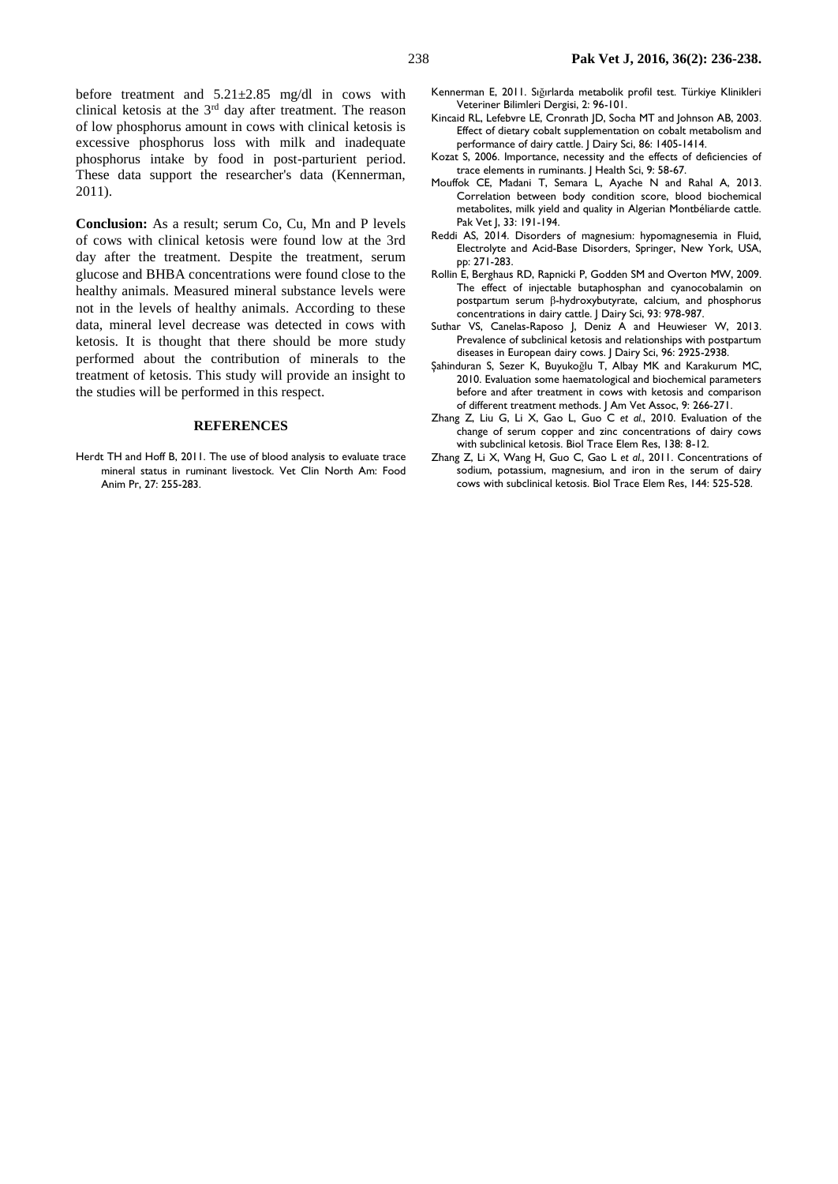before treatment and 5.21±2.85 mg/dl in cows with clinical ketosis at the 3rd day after treatment. The reason of low phosphorus amount in cows with clinical ketosis is excessive phosphorus loss with milk and inadequate phosphorus intake by food in post-parturient period. These data support the researcher's data (Kennerman, 2011).

**Conclusion:** As a result; serum Co, Cu, Mn and P levels of cows with clinical ketosis were found low at the 3rd day after the treatment. Despite the treatment, serum glucose and BHBA concentrations were found close to the healthy animals. Measured mineral substance levels were not in the levels of healthy animals. According to these data, mineral level decrease was detected in cows with ketosis. It is thought that there should be more study performed about the contribution of minerals to the treatment of ketosis. This study will provide an insight to the studies will be performed in this respect.

## REFERENCES

Herdt TH and Hoff B, 2011. The use of blood analysis to evaluate trace mineral status in ruminant livestock. Vet Clin North Am: Food Anim Pr, 27: 255-283.

Kennerman E, 2011. Sığırlarda metabolik profil test. Türkiye Klinikleri Veteriner Bilimleri Dergisi, 2: 96-101.

Kincaid RL, Lefebvre LE, Cronrath JD, Socha MT and Johnson AB, 2003. Effect of dietary cobalt supplementation on cobalt metabolism and performance of dairy cattle. J Dairy Sci, 86: 1405-1414.

Kozat S, 2006. Importance, necessity and the effects of deficiencies of trace elements in ruminants. J Health Sci, 9: 58-67.

Mouffok CE, Madani T, Semara L, Ayache N and Rahal A, 2013. Correlation between body condition score, blood biochemical metabolites, milk yield and quality in Algerian Montbéliarde cattle. Pak Vet J, 33: 191-194.

Reddi AS, 2014. Disorders of magnesium: hypomagnesemia in Fluid, Electrolyte and Acid-Base Disorders, Springer, New York, USA, pp: 271-283.

Rollin E, Berghaus RD, Rapnicki P, Godden SM and Overton MW, 2009. The effect of injectable butaphosphan and cyanocobalamin on postpartum serum β-hydroxybutyrate, calcium, and phosphorus concentrations in dairy cattle. J Dairy Sci, 93: 978-987.

Suthar VS, Canelas-Raposo J, Deniz A and Heuwieser W, 2013. Prevalence of subclinical ketosis and relationships with postpartum diseases in European dairy cows. J Dairy Sci, 96: 2925-2938.

Şahinduran S, Sezer K, Buyukoğlu T, Albay MK and Karakurum MC, 2010. Evaluation some haematological and biochemical parameters before and after treatment in cows with ketosis and comparison of different treatment methods. J Am Vet Assoc, 9: 266-271.

Zhang Z, Liu G, Li X, Gao L, Guo C *et al.*, 2010. Evaluation of the change of serum copper and zinc concentrations of dairy cows with subclinical ketosis. Biol Trace Elem Res, 138: 8-12.

Zhang Z, Li X, Wang H, Guo C, Gao L *et al.*, 2011. Concentrations of sodium, potassium, magnesium, and iron in the serum of dairy cows with subclinical ketosis. Biol Trace Elem Res, 144: 525-528.